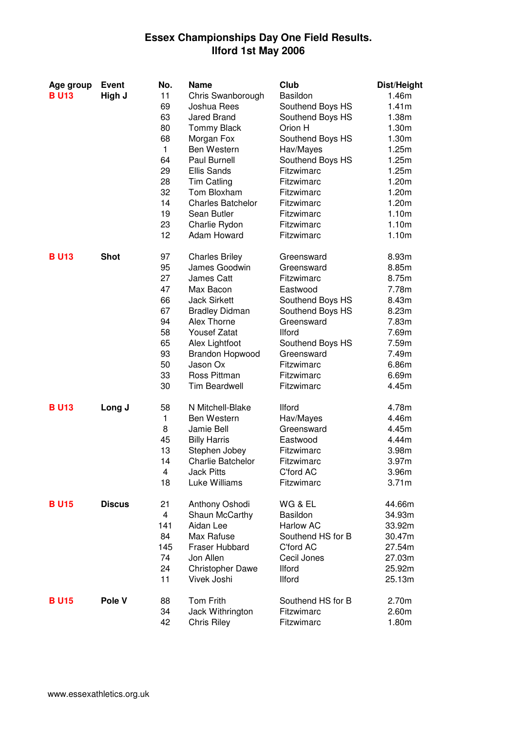# Essex Championships Day One Field Results.
# Ilford 1st May 2006

| Age group | Event | No. | Name | Club | Dist/Height |
|---|---|---|---|---|---|
| B U13 | High J | 11 | Chris Swanborough | Basildon | 1.46m |
| | | 69 | Joshua Rees | Southend Boys HS | 1.41m |
| | | 63 | Jared Brand | Southend Boys HS | 1.38m |
| | | 80 | Tommy Black | Orion H | 1.30m |
| | | 68 | Morgan Fox | Southend Boys HS | 1.30m |
| | | 1 | Ben Western | Hav/Mayes | 1.25m |
| | | 64 | Paul Burnell | Southend Boys HS | 1.25m |
| | | 29 | Ellis Sands | Fitzwimarc | 1.25m |
| | | 28 | Tim Catling | Fitzwimarc | 1.20m |
| | | 32 | Tom Bloxham | Fitzwimarc | 1.20m |
| | | 14 | Charles Batchelor | Fitzwimarc | 1.20m |
| | | 19 | Sean Butler | Fitzwimarc | 1.10m |
| | | 23 | Charlie Rydon | Fitzwimarc | 1.10m |
| | | 12 | Adam Howard | Fitzwimarc | 1.10m |
| B U13 | Shot | 97 | Charles Briley | Greensward | 8.93m |
| | | 95 | James Goodwin | Greensward | 8.85m |
| | | 27 | James Catt | Fitzwimarc | 8.75m |
| | | 47 | Max Bacon | Eastwood | 7.78m |
| | | 66 | Jack Sirkett | Southend Boys HS | 8.43m |
| | | 67 | Bradley Didman | Southend Boys HS | 8.23m |
| | | 94 | Alex Thorne | Greensward | 7.83m |
| | | 58 | Yousef Zatat | Ilford | 7.69m |
| | | 65 | Alex Lightfoot | Southend Boys HS | 7.59m |
| | | 93 | Brandon Hopwood | Greensward | 7.49m |
| | | 50 | Jason Ox | Fitzwimarc | 6.86m |
| | | 33 | Ross Pittman | Fitzwimarc | 6.69m |
| | | 30 | Tim Beardwell | Fitzwimarc | 4.45m |
| B U13 | Long J | 58 | N Mitchell-Blake | Ilford | 4.78m |
| | | 1 | Ben Western | Hav/Mayes | 4.46m |
| | | 8 | Jamie Bell | Greensward | 4.45m |
| | | 45 | Billy Harris | Eastwood | 4.44m |
| | | 13 | Stephen Jobey | Fitzwimarc | 3.98m |
| | | 14 | Charlie Batchelor | Fitzwimarc | 3.97m |
| | | 4 | Jack Pitts | C'ford AC | 3.96m |
| | | 18 | Luke Williams | Fitzwimarc | 3.71m |
| B U15 | Discus | 21 | Anthony Oshodi | WG & EL | 44.66m |
| | | 4 | Shaun McCarthy | Basildon | 34.93m |
| | | 141 | Aidan Lee | Harlow AC | 33.92m |
| | | 84 | Max Rafuse | Southend HS for B | 30.47m |
| | | 145 | Fraser Hubbard | C'ford AC | 27.54m |
| | | 74 | Jon Allen | Cecil Jones | 27.03m |
| | | 24 | Christopher Dawe | Ilford | 25.92m |
| | | 11 | Vivek Joshi | Ilford | 25.13m |
| B U15 | Pole V | 88 | Tom Frith | Southend HS for B | 2.70m |
| | | 34 | Jack Withrington | Fitzwimarc | 2.60m |
| | | 42 | Chris Riley | Fitzwimarc | 1.80m |

www.essexathletics.org.uk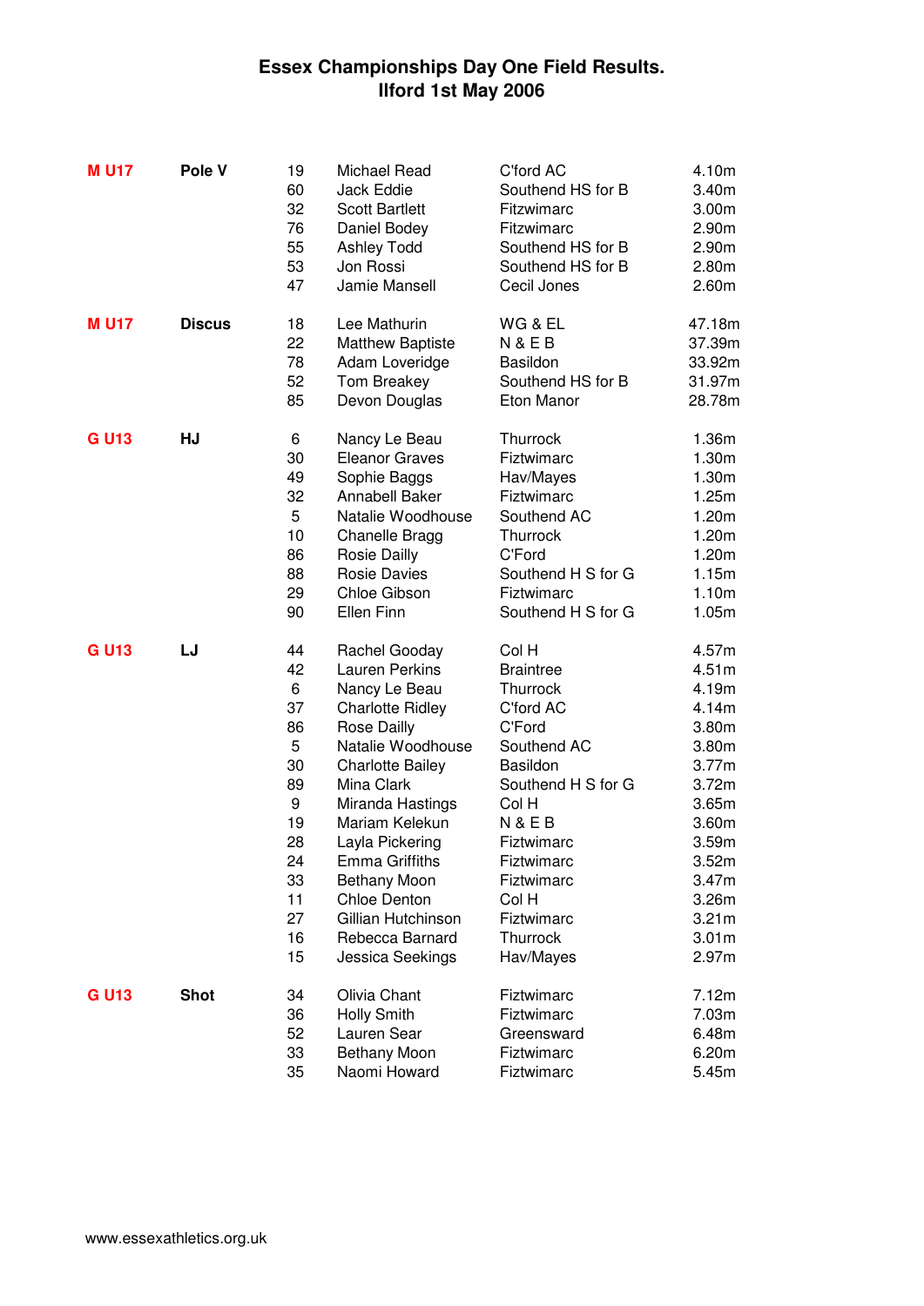# Essex Championships Day One Field Results.
## Ilford 1st May 2006

| Category | Event | No. | Name | Club | Result |
|---|---|---|---|---|---|
| **M U17** | **Pole V** | 19 | Michael Read | C'ford AC | 4.10m |
| | | 60 | Jack Eddie | Southend HS for B | 3.40m |
| | | 32 | Scott Bartlett | Fitzwimarc | 3.00m |
| | | 76 | Daniel Bodey | Fitzwimarc | 2.90m |
| | | 55 | Ashley Todd | Southend HS for B | 2.90m |
| | | 53 | Jon Rossi | Southend HS for B | 2.80m |
| | | 47 | Jamie Mansell | Cecil Jones | 2.60m |
| **M U17** | **Discus** | 18 | Lee Mathurin | WG & EL | 47.18m |
| | | 22 | Matthew Baptiste | N & E B | 37.39m |
| | | 78 | Adam Loveridge | Basildon | 33.92m |
| | | 52 | Tom Breakey | Southend HS for B | 31.97m |
| | | 85 | Devon Douglas | Eton Manor | 28.78m |
| **G U13** | **HJ** | 6 | Nancy Le Beau | Thurrock | 1.36m |
| | | 30 | Eleanor Graves | Fiztwimarc | 1.30m |
| | | 49 | Sophie Baggs | Hav/Mayes | 1.30m |
| | | 32 | Annabell Baker | Fiztwimarc | 1.25m |
| | | 5 | Natalie Woodhouse | Southend AC | 1.20m |
| | | 10 | Chanelle Bragg | Thurrock | 1.20m |
| | | 86 | Rosie Dailly | C'Ford | 1.20m |
| | | 88 | Rosie Davies | Southend H S for G | 1.15m |
| | | 29 | Chloe Gibson | Fiztwimarc | 1.10m |
| | | 90 | Ellen Finn | Southend H S for G | 1.05m |
| **G U13** | **LJ** | 44 | Rachel Gooday | Col H | 4.57m |
| | | 42 | Lauren Perkins | Braintree | 4.51m |
| | | 6 | Nancy Le Beau | Thurrock | 4.19m |
| | | 37 | Charlotte Ridley | C'ford AC | 4.14m |
| | | 86 | Rose Dailly | C'Ford | 3.80m |
| | | 5 | Natalie Woodhouse | Southend AC | 3.80m |
| | | 30 | Charlotte Bailey | Basildon | 3.77m |
| | | 89 | Mina Clark | Southend H S for G | 3.72m |
| | | 9 | Miranda Hastings | Col H | 3.65m |
| | | 19 | Mariam Kelekun | N & E B | 3.60m |
| | | 28 | Layla Pickering | Fiztwimarc | 3.59m |
| | | 24 | Emma Griffiths | Fiztwimarc | 3.52m |
| | | 33 | Bethany Moon | Fiztwimarc | 3.47m |
| | | 11 | Chloe Denton | Col H | 3.26m |
| | | 27 | Gillian Hutchinson | Fiztwimarc | 3.21m |
| | | 16 | Rebecca Barnard | Thurrock | 3.01m |
| | | 15 | Jessica Seekings | Hav/Mayes | 2.97m |
| **G U13** | **Shot** | 34 | Olivia Chant | Fiztwimarc | 7.12m |
| | | 36 | Holly Smith | Fiztwimarc | 7.03m |
| | | 52 | Lauren Sear | Greensward | 6.48m |
| | | 33 | Bethany Moon | Fiztwimarc | 6.20m |
| | | 35 | Naomi Howard | Fiztwimarc | 5.45m |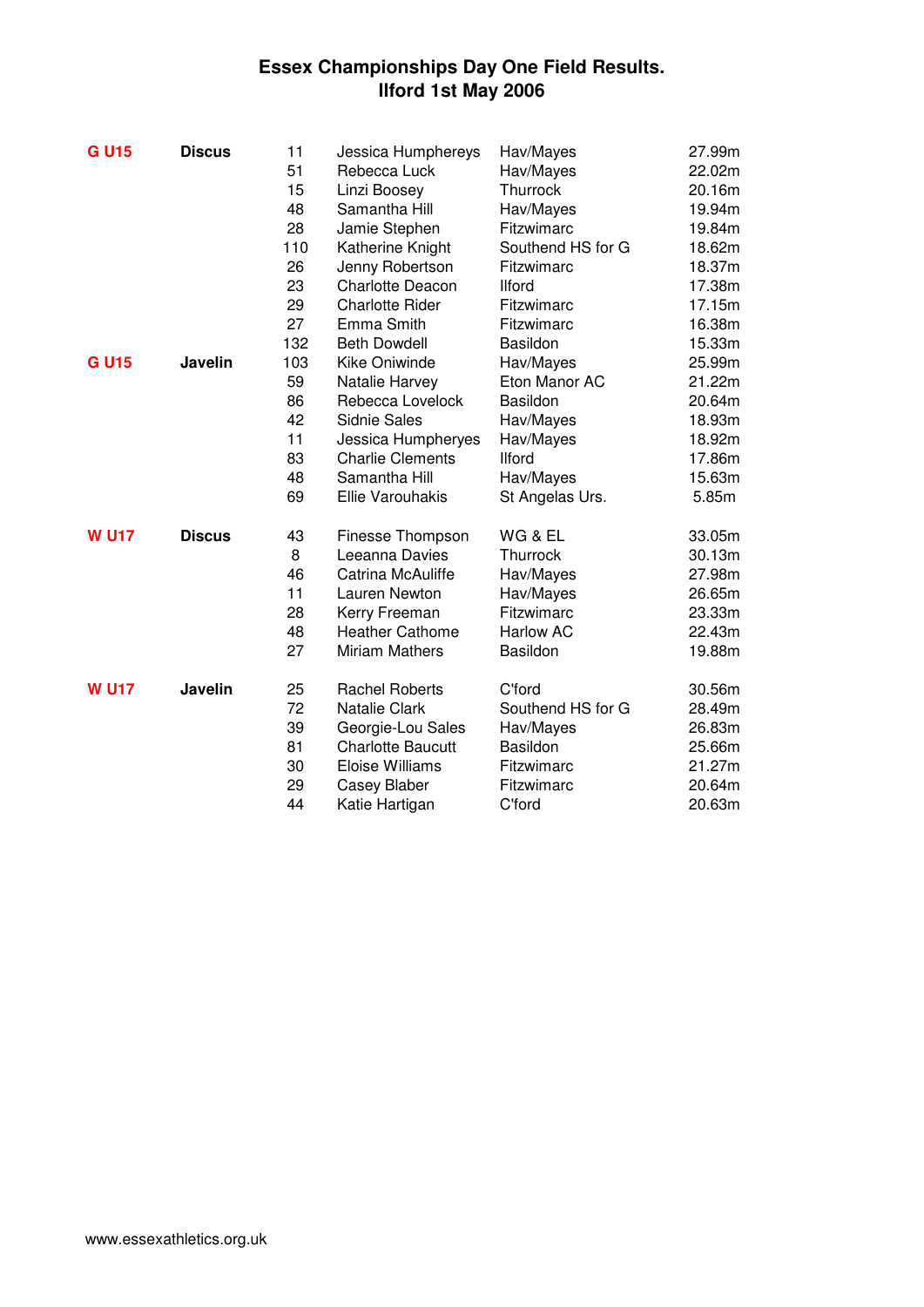# Essex Championships Day One Field Results.
## Ilford 1st May 2006

| | | | | | |
|---|---|---|---|---|---|
| G U15 | Discus | 11 | Jessica Humphereys | Hav/Mayes | 27.99m |
| | | 51 | Rebecca Luck | Hav/Mayes | 22.02m |
| | | 15 | Linzi Boosey | Thurrock | 20.16m |
| | | 48 | Samantha Hill | Hav/Mayes | 19.94m |
| | | 28 | Jamie Stephen | Fitzwimarc | 19.84m |
| | | 110 | Katherine Knight | Southend HS for G | 18.62m |
| | | 26 | Jenny Robertson | Fitzwimarc | 18.37m |
| | | 23 | Charlotte Deacon | Ilford | 17.38m |
| | | 29 | Charlotte Rider | Fitzwimarc | 17.15m |
| | | 27 | Emma Smith | Fitzwimarc | 16.38m |
| | | 132 | Beth Dowdell | Basildon | 15.33m |
| G U15 | Javelin | 103 | Kike Oniwinde | Hav/Mayes | 25.99m |
| | | 59 | Natalie Harvey | Eton Manor AC | 21.22m |
| | | 86 | Rebecca Lovelock | Basildon | 20.64m |
| | | 42 | Sidnie Sales | Hav/Mayes | 18.93m |
| | | 11 | Jessica Humpheryes | Hav/Mayes | 18.92m |
| | | 83 | Charlie Clements | Ilford | 17.86m |
| | | 48 | Samantha Hill | Hav/Mayes | 15.63m |
| | | 69 | Ellie Varouhakis | St Angelas Urs. | 5.85m |
| W U17 | Discus | 43 | Finesse Thompson | WG & EL | 33.05m |
| | | 8 | Leeanna Davies | Thurrock | 30.13m |
| | | 46 | Catrina McAuliffe | Hav/Mayes | 27.98m |
| | | 11 | Lauren Newton | Hav/Mayes | 26.65m |
| | | 28 | Kerry Freeman | Fitzwimarc | 23.33m |
| | | 48 | Heather Cathome | Harlow AC | 22.43m |
| | | 27 | Miriam Mathers | Basildon | 19.88m |
| W U17 | Javelin | 25 | Rachel Roberts | C'ford | 30.56m |
| | | 72 | Natalie Clark | Southend HS for G | 28.49m |
| | | 39 | Georgie-Lou Sales | Hav/Mayes | 26.83m |
| | | 81 | Charlotte Baucutt | Basildon | 25.66m |
| | | 30 | Eloise Williams | Fitzwimarc | 21.27m |
| | | 29 | Casey Blaber | Fitzwimarc | 20.64m |
| | | 44 | Katie Hartigan | C'ford | 20.63m |

www.essexathletics.org.uk